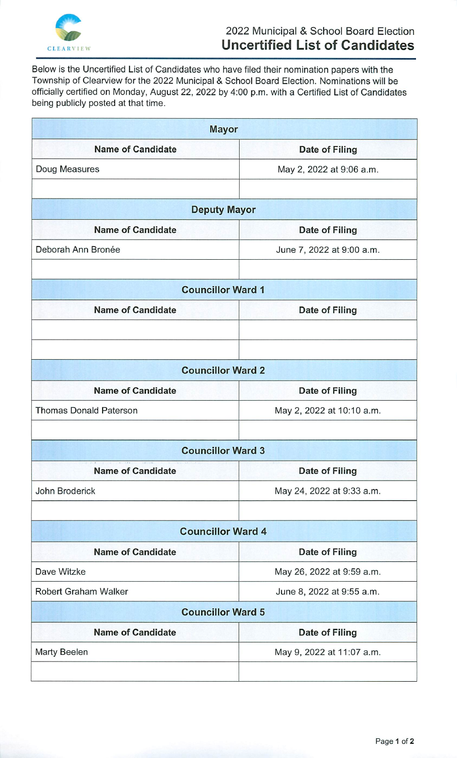# 2022 Municipal & School Board Election

## Uncertified List of Candidates

Below is the Uncertified List of Candidates who have filed their nomination papers with the Township of Clearview for the 2022 Municipal & School Board Election. Nominations will be officially certified on Monday, August 22, 2022 by 4:00 p.m. with a Certified List of Candidates being publicly posted at that time.

### Mayor

| Name of Candidate | Date of Filing |
| --- | --- |
| Doug Measures | May 2, 2022 at 9:06 a.m. |
| | |

### Deputy Mayor

| Name of Candidate | Date of Filing |
| --- | --- |
| Deborah Ann Bronée | June 7, 2022 at 9:00 a.m. |
| | |

### Councillor Ward 1

| Name of Candidate | Date of Filing |
| --- | --- |
| | |
| | |

### Councillor Ward 2

| Name of Candidate | Date of Filing |
| --- | --- |
| Thomas Donald Paterson | May 2, 2022 at 10:10 a.m. |
| | |

### Councillor Ward 3

| Name of Candidate | Date of Filing |
| --- | --- |
| John Broderick | May 24, 2022 at 9:33 a.m. |
| | |

### Councillor Ward 4

| Name of Candidate | Date of Filing |
| --- | --- |
| Dave Witzke | May 26, 2022 at 9:59 a.m. |
| Robert Graham Walker | June 8, 2022 at 9:55 a.m. |

### Councillor Ward 5

| Name of Candidate | Date of Filing |
| --- | --- |
| Marty Beelen | May 9, 2022 at 11:07 a.m. |
| | |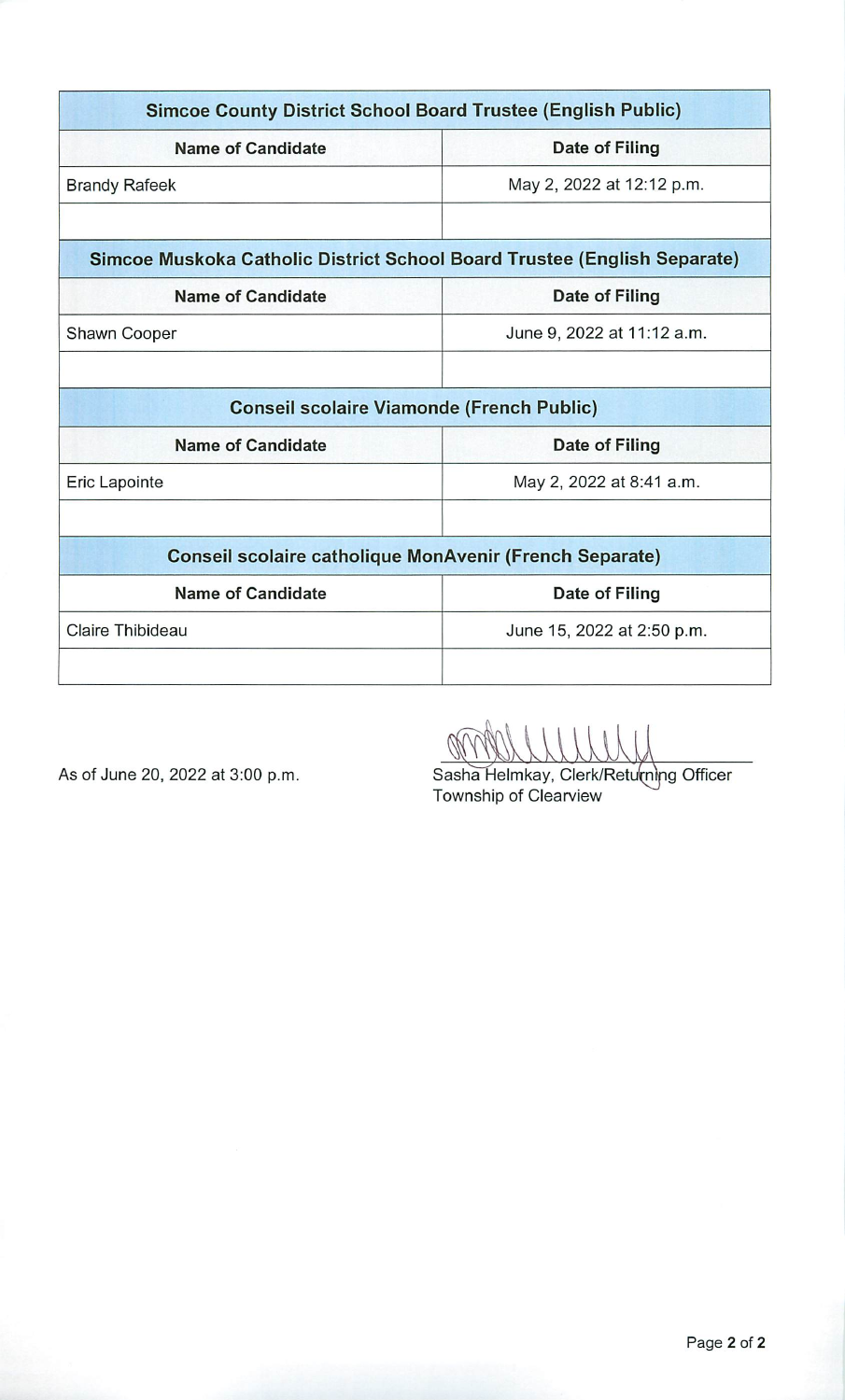| Simcoe County District School Board Trustee (English Public) | |
|---|---|
| **Name of Candidate** | **Date of Filing** |
| Brandy Rafeek | May 2, 2022 at 12:12 p.m. |
| | |

| Simcoe Muskoka Catholic District School Board Trustee (English Separate) | |
|---|---|
| **Name of Candidate** | **Date of Filing** |
| Shawn Cooper | June 9, 2022 at 11:12 a.m. |
| | |

| Conseil scolaire Viamonde (French Public) | |
|---|---|
| **Name of Candidate** | **Date of Filing** |
| Eric Lapointe | May 2, 2022 at 8:41 a.m. |
| | |

| Conseil scolaire catholique MonAvenir (French Separate) | |
|---|---|
| **Name of Candidate** | **Date of Filing** |
| Claire Thibideau | June 15, 2022 at 2:50 p.m. |
| | |

As of June 20, 2022 at 3:00 p.m.

Sasha Helmkay, Clerk/Returning Officer
Township of Clearview